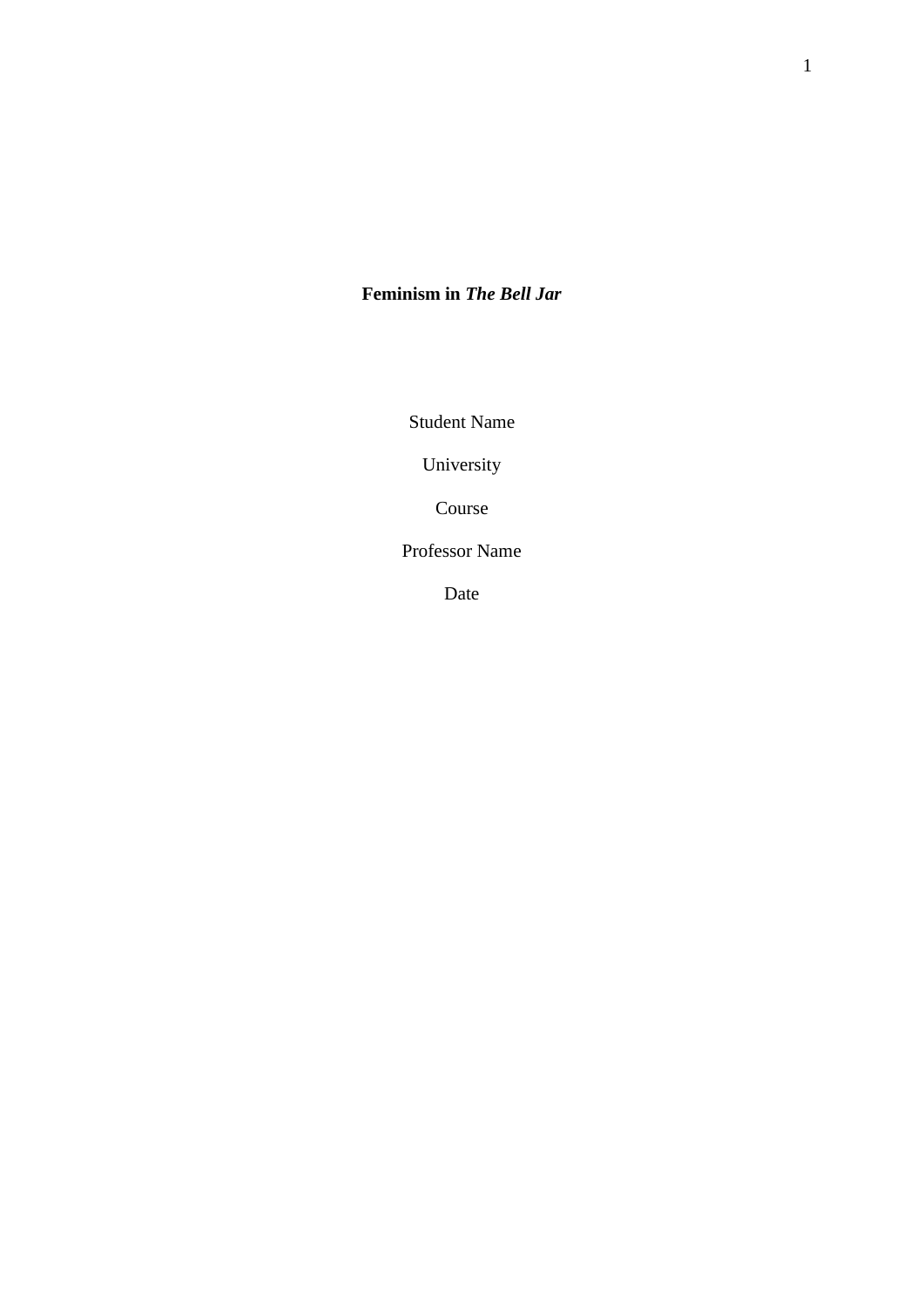# **Feminism in *The Bell Jar***

Student Name

University

Course

Professor Name

Date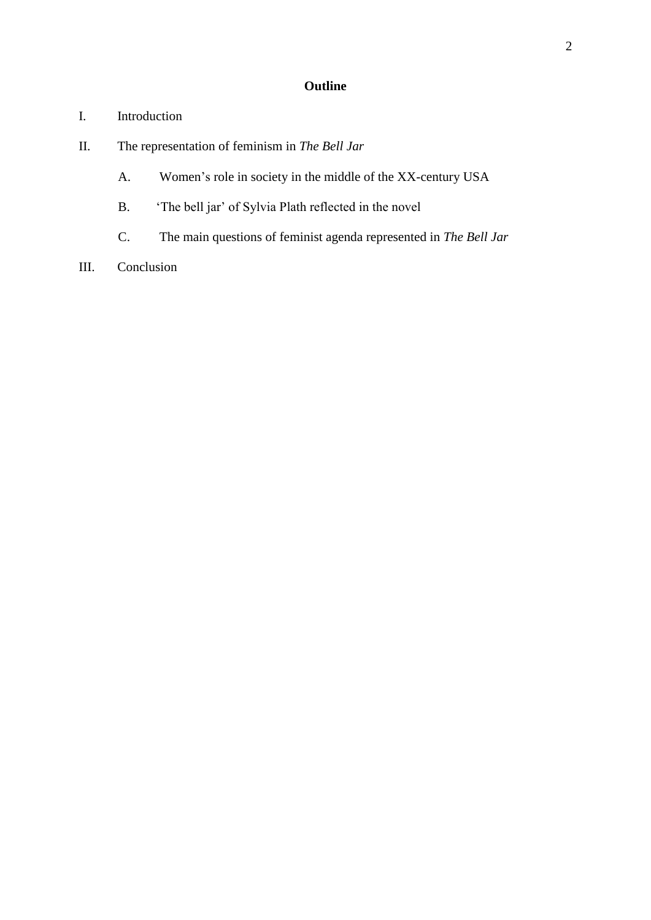**Outline**

I. Introduction

II. The representation of feminism in *The Bell Jar*

   A. Women's role in society in the middle of the XX-century USA

   B. 'The bell jar' of Sylvia Plath reflected in the novel

   C. The main questions of feminist agenda represented in *The Bell Jar*

III. Conclusion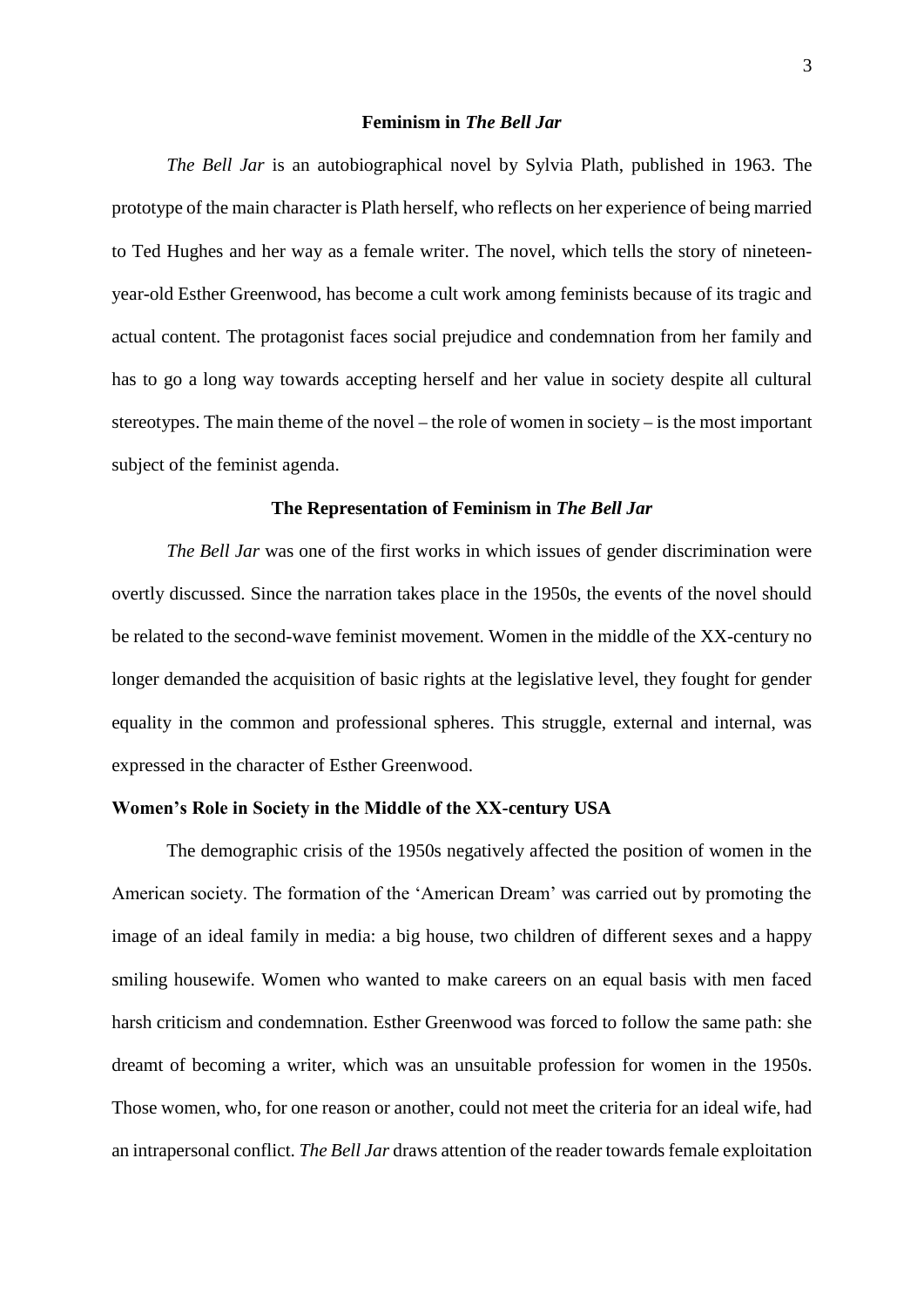# Feminism in *The Bell Jar*

*The Bell Jar* is an autobiographical novel by Sylvia Plath, published in 1963. The prototype of the main character is Plath herself, who reflects on her experience of being married to Ted Hughes and her way as a female writer. The novel, which tells the story of nineteen-year-old Esther Greenwood, has become a cult work among feminists because of its tragic and actual content. The protagonist faces social prejudice and condemnation from her family and has to go a long way towards accepting herself and her value in society despite all cultural stereotypes. The main theme of the novel – the role of women in society – is the most important subject of the feminist agenda.

## The Representation of Feminism in *The Bell Jar*

*The Bell Jar* was one of the first works in which issues of gender discrimination were overtly discussed. Since the narration takes place in the 1950s, the events of the novel should be related to the second-wave feminist movement. Women in the middle of the XX-century no longer demanded the acquisition of basic rights at the legislative level, they fought for gender equality in the common and professional spheres. This struggle, external and internal, was expressed in the character of Esther Greenwood.

### Women's Role in Society in the Middle of the XX-century USA

The demographic crisis of the 1950s negatively affected the position of women in the American society. The formation of the 'American Dream' was carried out by promoting the image of an ideal family in media: a big house, two children of different sexes and a happy smiling housewife. Women who wanted to make careers on an equal basis with men faced harsh criticism and condemnation. Esther Greenwood was forced to follow the same path: she dreamt of becoming a writer, which was an unsuitable profession for women in the 1950s. Those women, who, for one reason or another, could not meet the criteria for an ideal wife, had an intrapersonal conflict. *The Bell Jar* draws attention of the reader towards female exploitation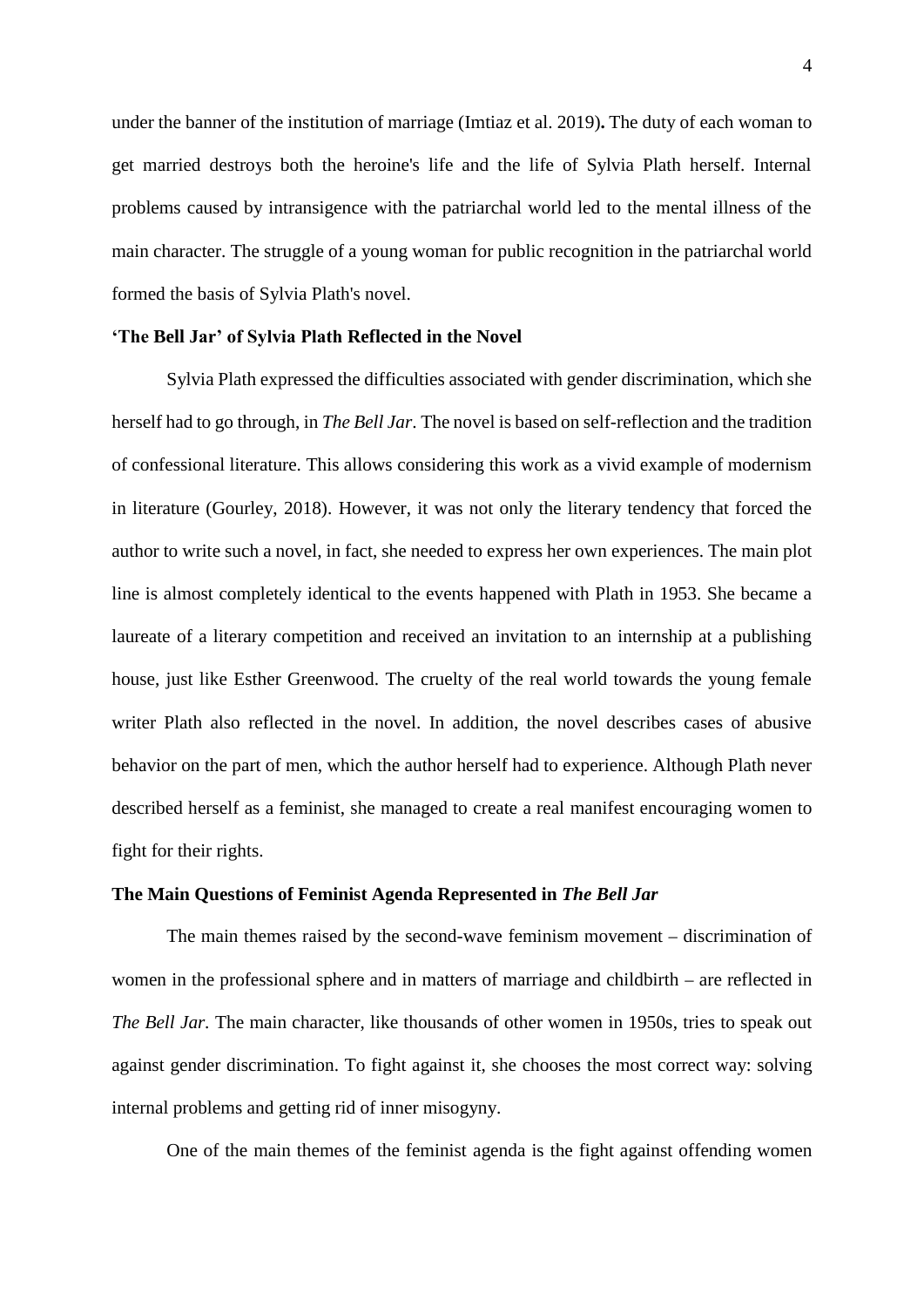under the banner of the institution of marriage (Imtiaz et al. 2019)**.** The duty of each woman to get married destroys both the heroine's life and the life of Sylvia Plath herself. Internal problems caused by intransigence with the patriarchal world led to the mental illness of the main character. The struggle of a young woman for public recognition in the patriarchal world formed the basis of Sylvia Plath's novel.

### 'The Bell Jar' of Sylvia Plath Reflected in the Novel

Sylvia Plath expressed the difficulties associated with gender discrimination, which she herself had to go through, in *The Bell Jar*. The novel is based on self-reflection and the tradition of confessional literature. This allows considering this work as a vivid example of modernism in literature (Gourley, 2018). However, it was not only the literary tendency that forced the author to write such a novel, in fact, she needed to express her own experiences. The main plot line is almost completely identical to the events happened with Plath in 1953. She became a laureate of a literary competition and received an invitation to an internship at a publishing house, just like Esther Greenwood. The cruelty of the real world towards the young female writer Plath also reflected in the novel. In addition, the novel describes cases of abusive behavior on the part of men, which the author herself had to experience. Although Plath never described herself as a feminist, she managed to create a real manifest encouraging women to fight for their rights.

### The Main Questions of Feminist Agenda Represented in *The Bell Jar*

The main themes raised by the second-wave feminism movement – discrimination of women in the professional sphere and in matters of marriage and childbirth – are reflected in *The Bell Jar*. The main character, like thousands of other women in 1950s, tries to speak out against gender discrimination. To fight against it, she chooses the most correct way: solving internal problems and getting rid of inner misogyny.

One of the main themes of the feminist agenda is the fight against offending women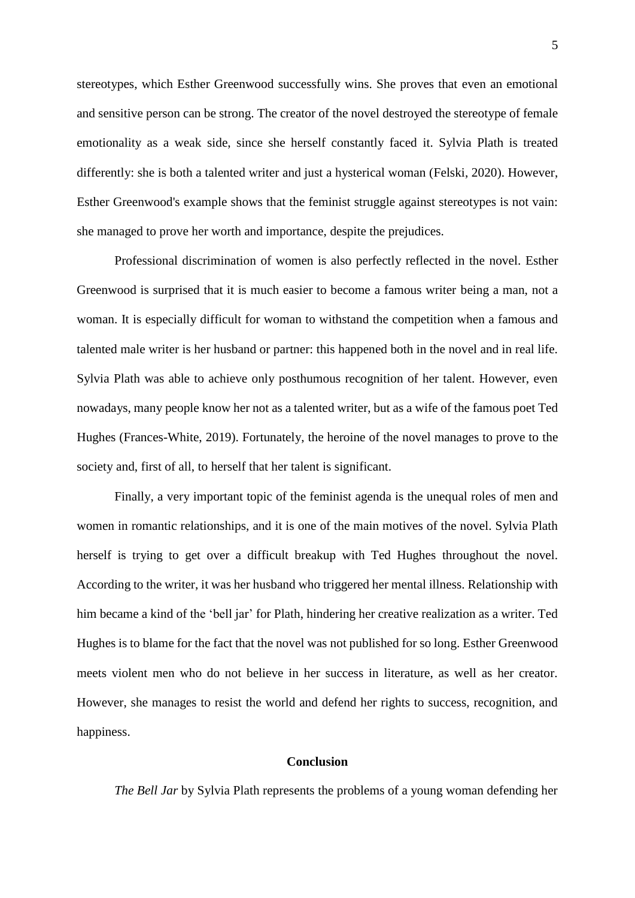stereotypes, which Esther Greenwood successfully wins. She proves that even an emotional and sensitive person can be strong. The creator of the novel destroyed the stereotype of female emotionality as a weak side, since she herself constantly faced it. Sylvia Plath is treated differently: she is both a talented writer and just a hysterical woman (Felski, 2020). However, Esther Greenwood's example shows that the feminist struggle against stereotypes is not vain: she managed to prove her worth and importance, despite the prejudices.

Professional discrimination of women is also perfectly reflected in the novel. Esther Greenwood is surprised that it is much easier to become a famous writer being a man, not a woman. It is especially difficult for woman to withstand the competition when a famous and talented male writer is her husband or partner: this happened both in the novel and in real life. Sylvia Plath was able to achieve only posthumous recognition of her talent. However, even nowadays, many people know her not as a talented writer, but as a wife of the famous poet Ted Hughes (Frances-White, 2019). Fortunately, the heroine of the novel manages to prove to the society and, first of all, to herself that her talent is significant.

Finally, a very important topic of the feminist agenda is the unequal roles of men and women in romantic relationships, and it is one of the main motives of the novel. Sylvia Plath herself is trying to get over a difficult breakup with Ted Hughes throughout the novel. According to the writer, it was her husband who triggered her mental illness. Relationship with him became a kind of the 'bell jar' for Plath, hindering her creative realization as a writer. Ted Hughes is to blame for the fact that the novel was not published for so long. Esther Greenwood meets violent men who do not believe in her success in literature, as well as her creator. However, she manages to resist the world and defend her rights to success, recognition, and happiness.

## Conclusion

*The Bell Jar* by Sylvia Plath represents the problems of a young woman defending her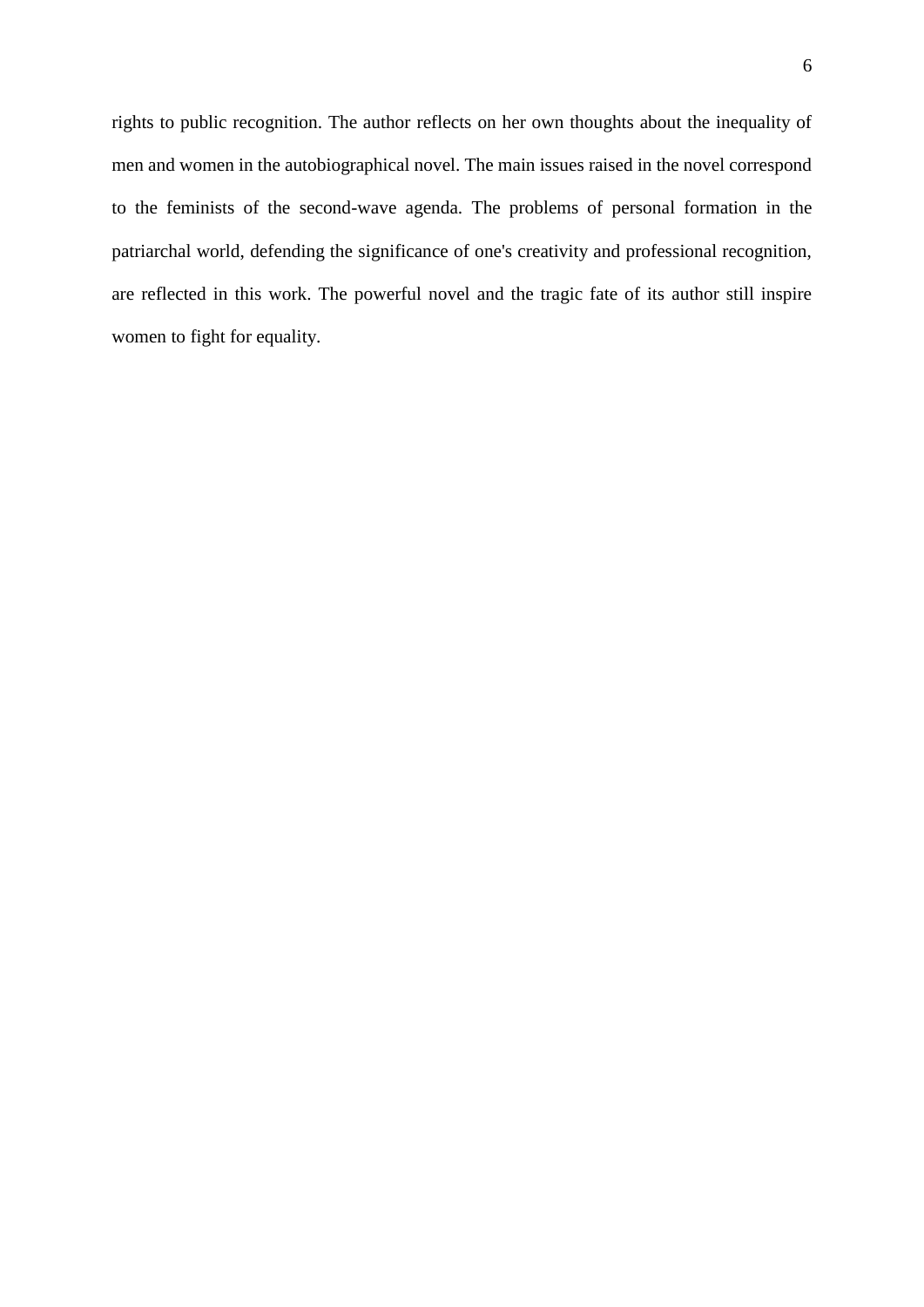rights to public recognition. The author reflects on her own thoughts about the inequality of men and women in the autobiographical novel. The main issues raised in the novel correspond to the feminists of the second-wave agenda. The problems of personal formation in the patriarchal world, defending the significance of one's creativity and professional recognition, are reflected in this work. The powerful novel and the tragic fate of its author still inspire women to fight for equality.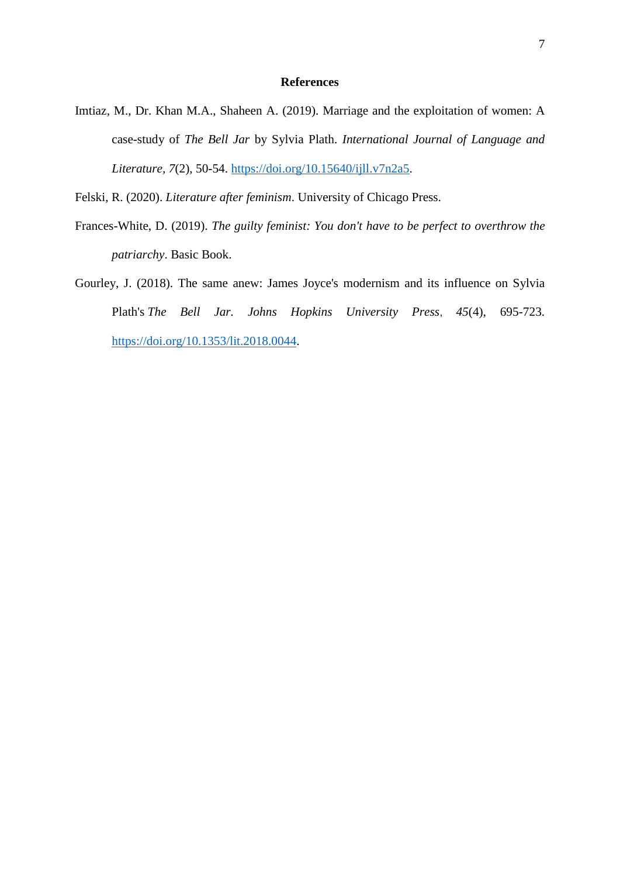**References**

Imtiaz, M., Dr. Khan M.A., Shaheen A. (2019). Marriage and the exploitation of women: A case-study of *The Bell Jar* by Sylvia Plath. *International Journal of Language and Literature*, *7*(2), 50-54. https://doi.org/10.15640/ijll.v7n2a5.

Felski, R. (2020). *Literature after feminism*. University of Chicago Press.

Frances-White, D. (2019). *The guilty feminist: You don't have to be perfect to overthrow the patriarchy*. Basic Book.

Gourley, J. (2018). The same anew: James Joyce's modernism and its influence on Sylvia Plath's *The Bell Jar. Johns Hopkins University Press*, *45*(4), 695-723. https://doi.org/10.1353/lit.2018.0044.